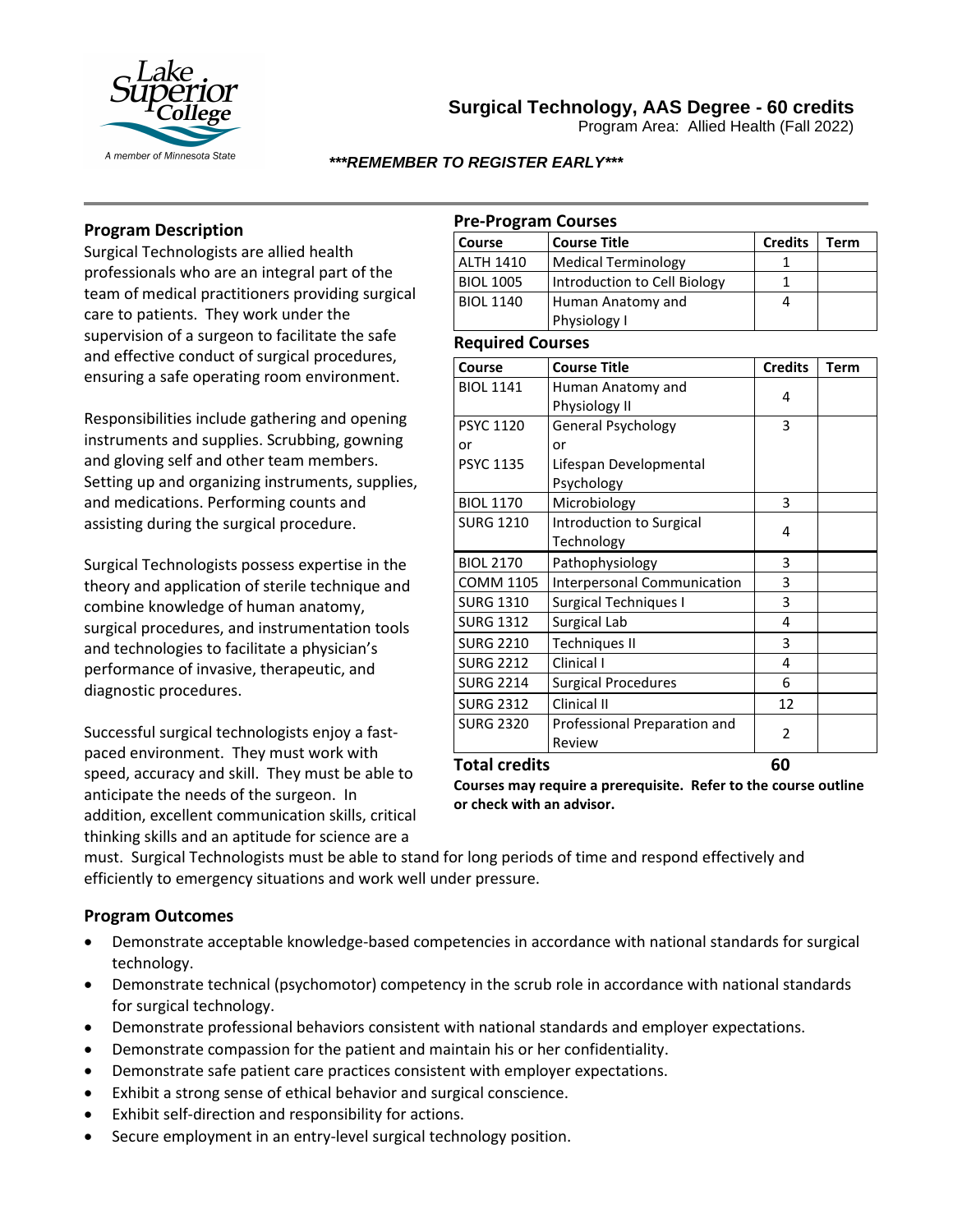# Surgical Technology, AAS Degree - 60 credits

Program Area: Allied Health (Fall 2022)

***\*\*\*REMEMBER TO REGISTER EARLY\*\*\****

## Program Description

Surgical Technologists are allied health professionals who are an integral part of the team of medical practitioners providing surgical care to patients. They work under the supervision of a surgeon to facilitate the safe and effective conduct of surgical procedures, ensuring a safe operating room environment.

Responsibilities include gathering and opening instruments and supplies. Scrubbing, gowning and gloving self and other team members. Setting up and organizing instruments, supplies, and medications. Performing counts and assisting during the surgical procedure.

Surgical Technologists possess expertise in the theory and application of sterile technique and combine knowledge of human anatomy, surgical procedures, and instrumentation tools and technologies to facilitate a physician's performance of invasive, therapeutic, and diagnostic procedures.

Successful surgical technologists enjoy a fast-paced environment. They must work with speed, accuracy and skill. They must be able to anticipate the needs of the surgeon. In addition, excellent communication skills, critical thinking skills and an aptitude for science are a must. Surgical Technologists must be able to stand for long periods of time and respond effectively and efficiently to emergency situations and work well under pressure.

## Pre-Program Courses

| Course | Course Title | Credits | Term |
|---|---|---|---|
| ALTH 1410 | Medical Terminology | 1 | |
| BIOL 1005 | Introduction to Cell Biology | 1 | |
| BIOL 1140 | Human Anatomy and Physiology I | 4 | |

## Required Courses

| Course | Course Title | Credits | Term |
|---|---|---|---|
| BIOL 1141 | Human Anatomy and Physiology II | 4 | |
| PSYC 1120 or PSYC 1135 | General Psychology or Lifespan Developmental Psychology | 3 | |
| BIOL 1170 | Microbiology | 3 | |
| SURG 1210 | Introduction to Surgical Technology | 4 | |
| BIOL 2170 | Pathophysiology | 3 | |
| COMM 1105 | Interpersonal Communication | 3 | |
| SURG 1310 | Surgical Techniques I | 3 | |
| SURG 1312 | Surgical Lab | 4 | |
| SURG 2210 | Techniques II | 3 | |
| SURG 2212 | Clinical I | 4 | |
| SURG 2214 | Surgical Procedures | 6 | |
| SURG 2312 | Clinical II | 12 | |
| SURG 2320 | Professional Preparation and Review | 2 | |

**Total credits 60**

**Courses may require a prerequisite. Refer to the course outline or check with an advisor.**

## Program Outcomes

- Demonstrate acceptable knowledge-based competencies in accordance with national standards for surgical technology.
- Demonstrate technical (psychomotor) competency in the scrub role in accordance with national standards for surgical technology.
- Demonstrate professional behaviors consistent with national standards and employer expectations.
- Demonstrate compassion for the patient and maintain his or her confidentiality.
- Demonstrate safe patient care practices consistent with employer expectations.
- Exhibit a strong sense of ethical behavior and surgical conscience.
- Exhibit self-direction and responsibility for actions.
- Secure employment in an entry-level surgical technology position.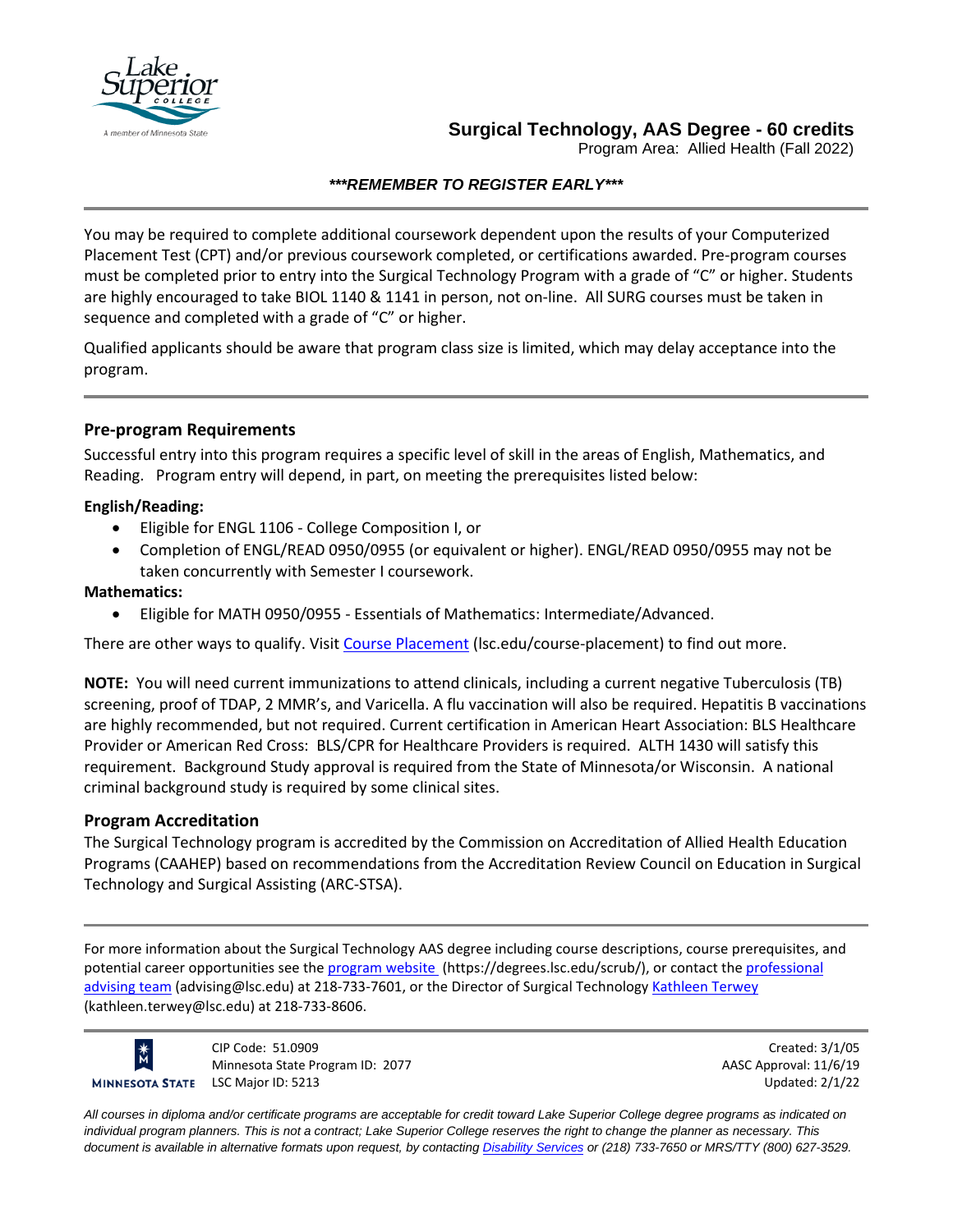**Surgical Technology, AAS Degree - 60 credits**

Program Area: Allied Health (Fall 2022)

***\*\*\*REMEMBER TO REGISTER EARLY\*\*\****

You may be required to complete additional coursework dependent upon the results of your Computerized Placement Test (CPT) and/or previous coursework completed, or certifications awarded. Pre-program courses must be completed prior to entry into the Surgical Technology Program with a grade of "C" or higher. Students are highly encouraged to take BIOL 1140 & 1141 in person, not on-line. All SURG courses must be taken in sequence and completed with a grade of "C" or higher.

Qualified applicants should be aware that program class size is limited, which may delay acceptance into the program.

## Pre-program Requirements

Successful entry into this program requires a specific level of skill in the areas of English, Mathematics, and Reading. Program entry will depend, in part, on meeting the prerequisites listed below:

**English/Reading:**

- Eligible for ENGL 1106 - College Composition I, or
- Completion of ENGL/READ 0950/0955 (or equivalent or higher). ENGL/READ 0950/0955 may not be taken concurrently with Semester I coursework.

**Mathematics:**

- Eligible for MATH 0950/0955 - Essentials of Mathematics: Intermediate/Advanced.

There are other ways to qualify. Visit Course Placement (lsc.edu/course-placement) to find out more.

**NOTE:** You will need current immunizations to attend clinicals, including a current negative Tuberculosis (TB) screening, proof of TDAP, 2 MMR's, and Varicella. A flu vaccination will also be required. Hepatitis B vaccinations are highly recommended, but not required. Current certification in American Heart Association: BLS Healthcare Provider or American Red Cross: BLS/CPR for Healthcare Providers is required. ALTH 1430 will satisfy this requirement. Background Study approval is required from the State of Minnesota/or Wisconsin. A national criminal background study is required by some clinical sites.

## Program Accreditation

The Surgical Technology program is accredited by the Commission on Accreditation of Allied Health Education Programs (CAAHEP) based on recommendations from the Accreditation Review Council on Education in Surgical Technology and Surgical Assisting (ARC-STSA).

For more information about the Surgical Technology AAS degree including course descriptions, course prerequisites, and potential career opportunities see the program website (https://degrees.lsc.edu/scrub/), or contact the professional advising team (advising@lsc.edu) at 218-733-7601, or the Director of Surgical Technology Kathleen Terwey (kathleen.terwey@lsc.edu) at 218-733-8606.

CIP Code: 51.0909
Minnesota State Program ID: 2077
LSC Major ID: 5213

Created: 3/1/05
AASC Approval: 11/6/19
Updated: 2/1/22

*All courses in diploma and/or certificate programs are acceptable for credit toward Lake Superior College degree programs as indicated on individual program planners. This is not a contract; Lake Superior College reserves the right to change the planner as necessary. This document is available in alternative formats upon request, by contacting Disability Services or (218) 733-7650 or MRS/TTY (800) 627-3529.*